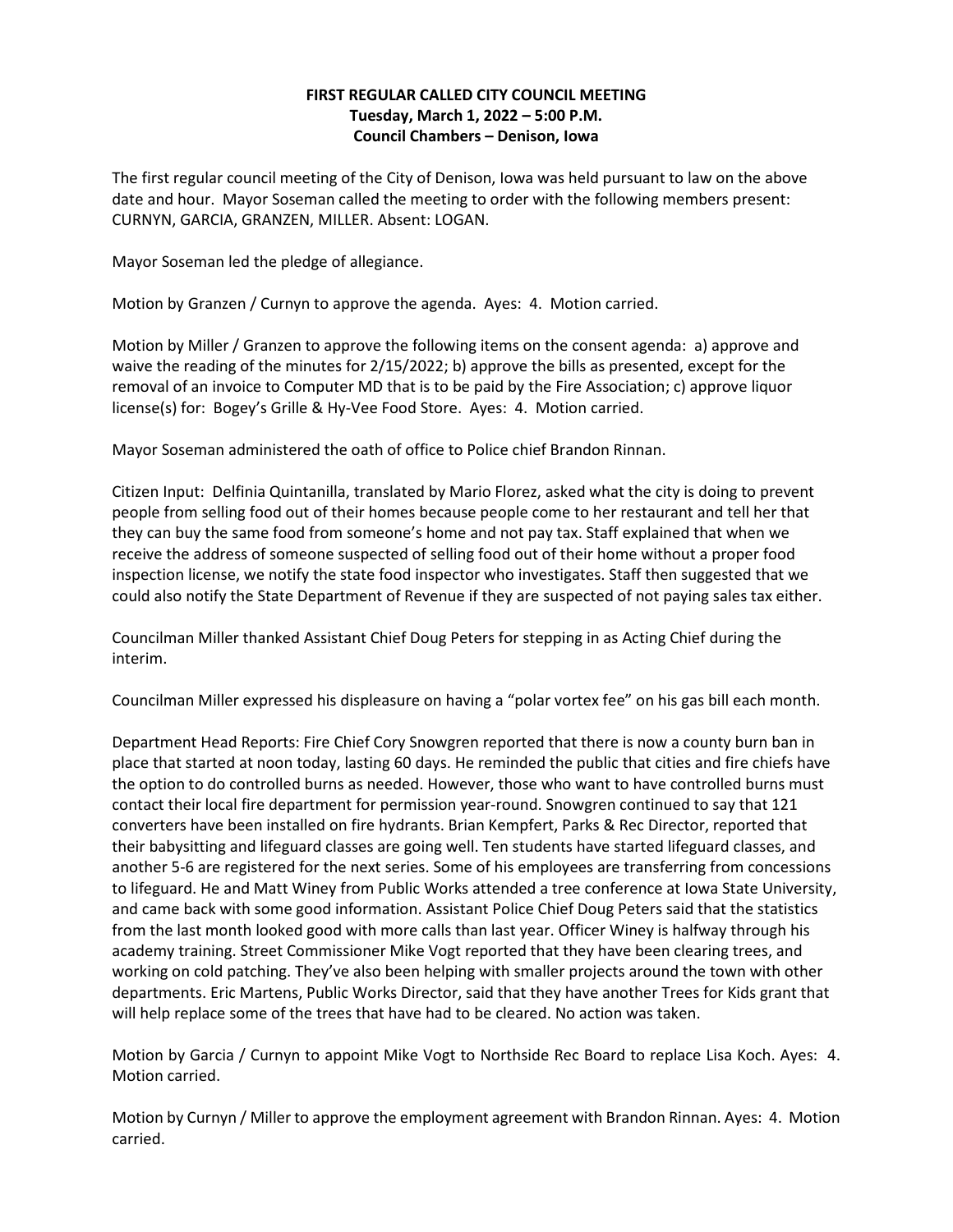**FIRST REGULAR CALLED CITY COUNCIL MEETING**
**Tuesday, March 1, 2022 – 5:00 P.M.**
**Council Chambers – Denison, Iowa**

The first regular council meeting of the City of Denison, Iowa was held pursuant to law on the above date and hour. Mayor Soseman called the meeting to order with the following members present: CURNYN, GARCIA, GRANZEN, MILLER. Absent: LOGAN.

Mayor Soseman led the pledge of allegiance.

Motion by Granzen / Curnyn to approve the agenda. Ayes: 4. Motion carried.

Motion by Miller / Granzen to approve the following items on the consent agenda: a) approve and waive the reading of the minutes for 2/15/2022; b) approve the bills as presented, except for the removal of an invoice to Computer MD that is to be paid by the Fire Association; c) approve liquor license(s) for: Bogey's Grille & Hy-Vee Food Store. Ayes: 4. Motion carried.

Mayor Soseman administered the oath of office to Police chief Brandon Rinnan.

Citizen Input: Delfinia Quintanilla, translated by Mario Florez, asked what the city is doing to prevent people from selling food out of their homes because people come to her restaurant and tell her that they can buy the same food from someone's home and not pay tax. Staff explained that when we receive the address of someone suspected of selling food out of their home without a proper food inspection license, we notify the state food inspector who investigates. Staff then suggested that we could also notify the State Department of Revenue if they are suspected of not paying sales tax either.

Councilman Miller thanked Assistant Chief Doug Peters for stepping in as Acting Chief during the interim.

Councilman Miller expressed his displeasure on having a "polar vortex fee" on his gas bill each month.

Department Head Reports: Fire Chief Cory Snowgren reported that there is now a county burn ban in place that started at noon today, lasting 60 days. He reminded the public that cities and fire chiefs have the option to do controlled burns as needed. However, those who want to have controlled burns must contact their local fire department for permission year-round. Snowgren continued to say that 121 converters have been installed on fire hydrants. Brian Kempfert, Parks & Rec Director, reported that their babysitting and lifeguard classes are going well. Ten students have started lifeguard classes, and another 5-6 are registered for the next series. Some of his employees are transferring from concessions to lifeguard. He and Matt Winey from Public Works attended a tree conference at Iowa State University, and came back with some good information. Assistant Police Chief Doug Peters said that the statistics from the last month looked good with more calls than last year. Officer Winey is halfway through his academy training. Street Commissioner Mike Vogt reported that they have been clearing trees, and working on cold patching. They've also been helping with smaller projects around the town with other departments. Eric Martens, Public Works Director, said that they have another Trees for Kids grant that will help replace some of the trees that have had to be cleared. No action was taken.

Motion by Garcia / Curnyn to appoint Mike Vogt to Northside Rec Board to replace Lisa Koch. Ayes: 4. Motion carried.

Motion by Curnyn / Miller to approve the employment agreement with Brandon Rinnan. Ayes: 4. Motion carried.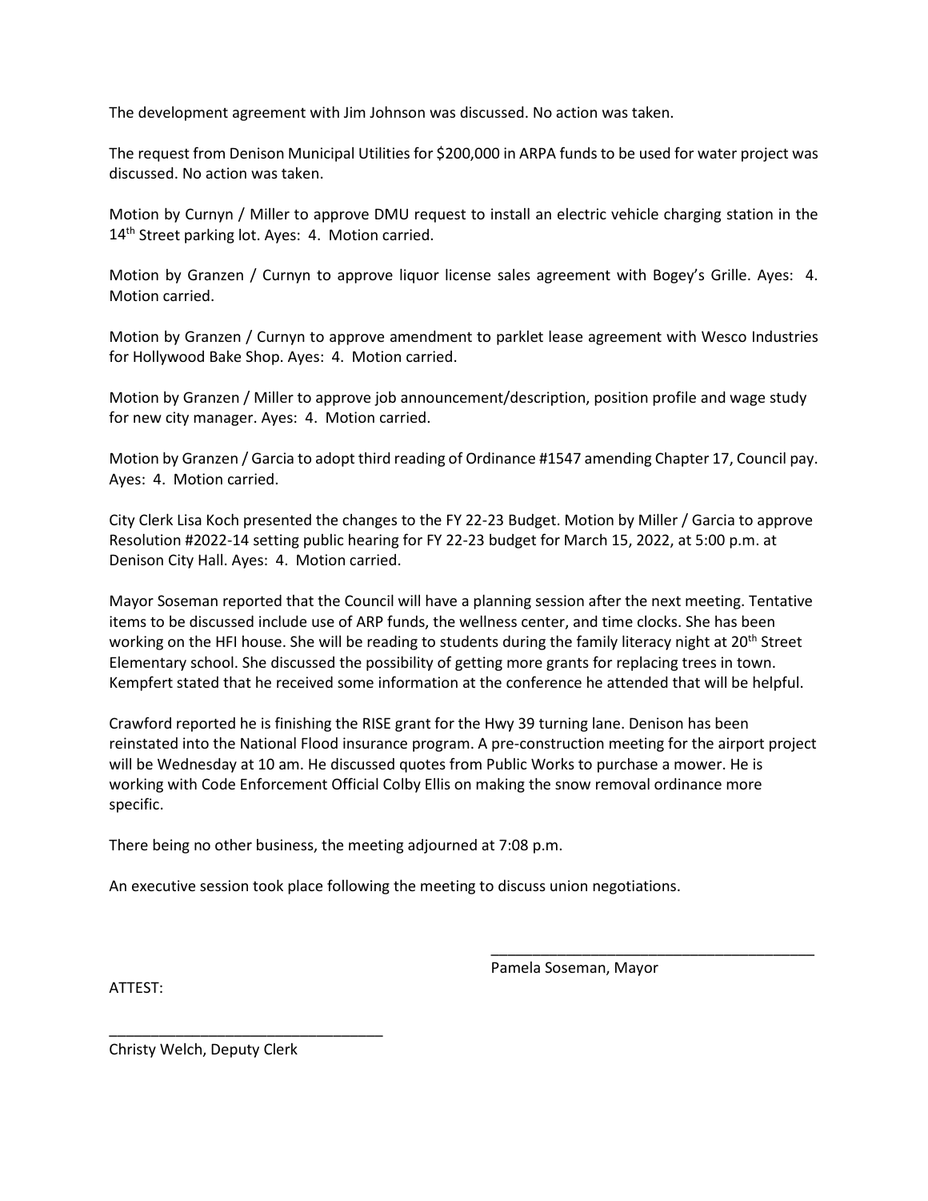The development agreement with Jim Johnson was discussed. No action was taken.

The request from Denison Municipal Utilities for $200,000 in ARPA funds to be used for water project was discussed. No action was taken.

Motion by Curnyn / Miller to approve DMU request to install an electric vehicle charging station in the 14th Street parking lot. Ayes: 4. Motion carried.

Motion by Granzen / Curnyn to approve liquor license sales agreement with Bogey's Grille. Ayes: 4. Motion carried.

Motion by Granzen / Curnyn to approve amendment to parklet lease agreement with Wesco Industries for Hollywood Bake Shop. Ayes: 4. Motion carried.

Motion by Granzen / Miller to approve job announcement/description, position profile and wage study for new city manager. Ayes: 4. Motion carried.

Motion by Granzen / Garcia to adopt third reading of Ordinance #1547 amending Chapter 17, Council pay. Ayes: 4. Motion carried.

City Clerk Lisa Koch presented the changes to the FY 22-23 Budget. Motion by Miller / Garcia to approve Resolution #2022-14 setting public hearing for FY 22-23 budget for March 15, 2022, at 5:00 p.m. at Denison City Hall. Ayes: 4. Motion carried.

Mayor Soseman reported that the Council will have a planning session after the next meeting. Tentative items to be discussed include use of ARP funds, the wellness center, and time clocks. She has been working on the HFI house. She will be reading to students during the family literacy night at 20th Street Elementary school. She discussed the possibility of getting more grants for replacing trees in town. Kempfert stated that he received some information at the conference he attended that will be helpful.

Crawford reported he is finishing the RISE grant for the Hwy 39 turning lane. Denison has been reinstated into the National Flood insurance program. A pre-construction meeting for the airport project will be Wednesday at 10 am. He discussed quotes from Public Works to purchase a mower. He is working with Code Enforcement Official Colby Ellis on making the snow removal ordinance more specific.

There being no other business, the meeting adjourned at 7:08 p.m.

An executive session took place following the meeting to discuss union negotiations.

\_\_\_\_\_\_\_\_\_\_\_\_\_\_\_\_\_\_\_\_\_\_\_\_\_\_\_\_\_\_\_\_\_\_\_\_\_\_\_\_

Pamela Soseman, Mayor

ATTEST:

\_\_\_\_\_\_\_\_\_\_\_\_\_\_\_\_\_\_\_\_\_\_\_\_\_\_\_\_\_\_\_\_\_\_

Christy Welch, Deputy Clerk